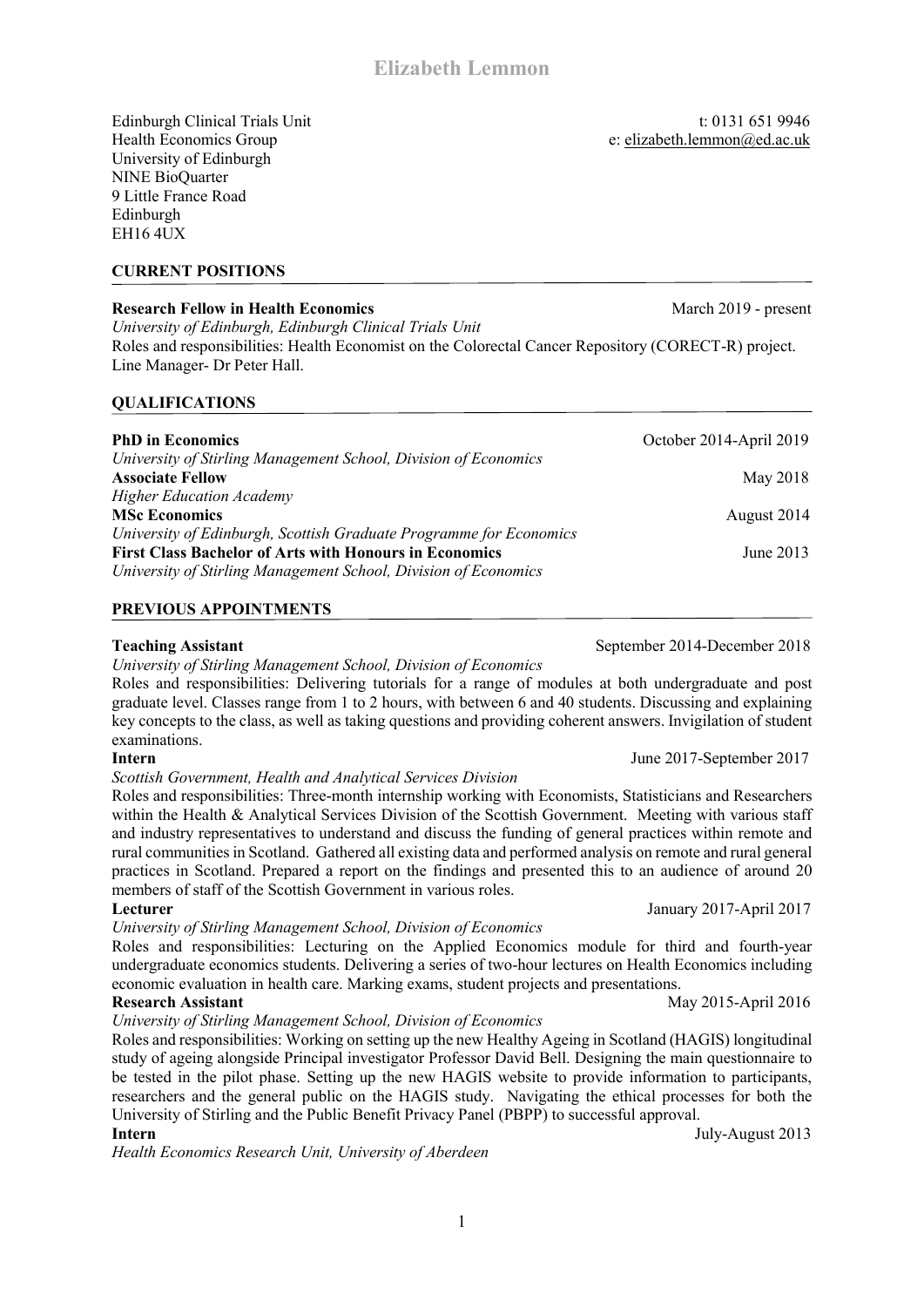# Elizabeth Lemmon

Edinburgh Clinical Trials Unit
Health Economics Group
University of Edinburgh
NINE BioQuarter
9 Little France Road
Edinburgh
EH16 4UX

t: 0131 651 9946
e: elizabeth.lemmon@ed.ac.uk

## CURRENT POSITIONS

**Research Fellow in Health Economics** — March 2019 - present
*University of Edinburgh, Edinburgh Clinical Trials Unit*
Roles and responsibilities: Health Economist on the Colorectal Cancer Repository (CORECT-R) project. Line Manager- Dr Peter Hall.

## QUALIFICATIONS

**PhD in Economics** — October 2014-April 2019
*University of Stirling Management School, Division of Economics*

**Associate Fellow** — May 2018
*Higher Education Academy*

**MSc Economics** — August 2014
*University of Edinburgh, Scottish Graduate Programme for Economics*

**First Class Bachelor of Arts with Honours in Economics** — June 2013
*University of Stirling Management School, Division of Economics*

## PREVIOUS APPOINTMENTS

**Teaching Assistant** — September 2014-December 2018
*University of Stirling Management School, Division of Economics*
Roles and responsibilities: Delivering tutorials for a range of modules at both undergraduate and post graduate level. Classes range from 1 to 2 hours, with between 6 and 40 students. Discussing and explaining key concepts to the class, as well as taking questions and providing coherent answers. Invigilation of student examinations.

**Intern** — June 2017-September 2017
*Scottish Government, Health and Analytical Services Division*
Roles and responsibilities: Three-month internship working with Economists, Statisticians and Researchers within the Health & Analytical Services Division of the Scottish Government. Meeting with various staff and industry representatives to understand and discuss the funding of general practices within remote and rural communities in Scotland. Gathered all existing data and performed analysis on remote and rural general practices in Scotland. Prepared a report on the findings and presented this to an audience of around 20 members of staff of the Scottish Government in various roles.

**Lecturer** — January 2017-April 2017
*University of Stirling Management School, Division of Economics*
Roles and responsibilities: Lecturing on the Applied Economics module for third and fourth-year undergraduate economics students. Delivering a series of two-hour lectures on Health Economics including economic evaluation in health care. Marking exams, student projects and presentations.

**Research Assistant** — May 2015-April 2016
*University of Stirling Management School, Division of Economics*
Roles and responsibilities: Working on setting up the new Healthy Ageing in Scotland (HAGIS) longitudinal study of ageing alongside Principal investigator Professor David Bell. Designing the main questionnaire to be tested in the pilot phase. Setting up the new HAGIS website to provide information to participants, researchers and the general public on the HAGIS study. Navigating the ethical processes for both the University of Stirling and the Public Benefit Privacy Panel (PBPP) to successful approval.

**Intern** — July-August 2013
*Health Economics Research Unit, University of Aberdeen*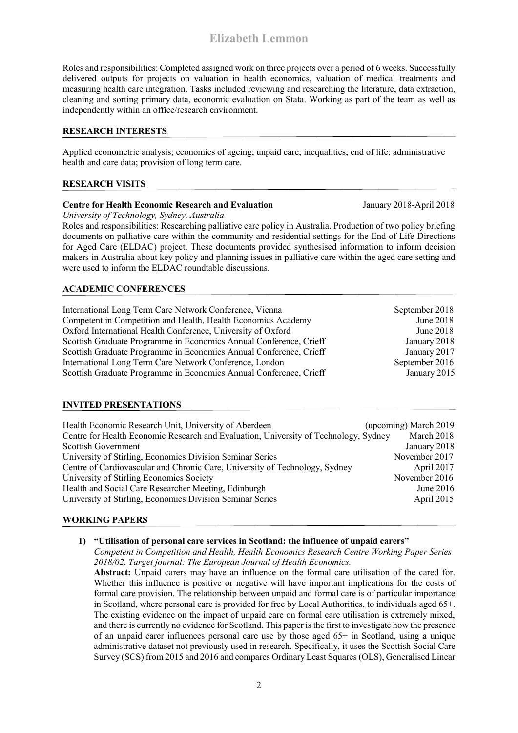Roles and responsibilities: Completed assigned work on three projects over a period of 6 weeks. Successfully delivered outputs for projects on valuation in health economics, valuation of medical treatments and measuring health care integration. Tasks included reviewing and researching the literature, data extraction, cleaning and sorting primary data, economic evaluation on Stata. Working as part of the team as well as independently within an office/research environment.

## RESEARCH INTERESTS

Applied econometric analysis; economics of ageing; unpaid care; inequalities; end of life; administrative health and care data; provision of long term care.

## RESEARCH VISITS

**Centre for Health Economic Research and Evaluation** — January 2018-April 2018
*University of Technology, Sydney, Australia*
Roles and responsibilities: Researching palliative care policy in Australia. Production of two policy briefing documents on palliative care within the community and residential settings for the End of Life Directions for Aged Care (ELDAC) project. These documents provided synthesised information to inform decision makers in Australia about key policy and planning issues in palliative care within the aged care setting and were used to inform the ELDAC roundtable discussions.

## ACADEMIC CONFERENCES

| | |
|---|---|
| International Long Term Care Network Conference, Vienna | September 2018 |
| Competent in Competition and Health, Health Economics Academy | June 2018 |
| Oxford International Health Conference, University of Oxford | June 2018 |
| Scottish Graduate Programme in Economics Annual Conference, Crieff | January 2018 |
| Scottish Graduate Programme in Economics Annual Conference, Crieff | January 2017 |
| International Long Term Care Network Conference, London | September 2016 |
| Scottish Graduate Programme in Economics Annual Conference, Crieff | January 2015 |

## INVITED PRESENTATIONS

| | |
|---|---|
| Health Economic Research Unit, University of Aberdeen | (upcoming) March 2019 |
| Centre for Health Economic Research and Evaluation, University of Technology, Sydney | March 2018 |
| Scottish Government | January 2018 |
| University of Stirling, Economics Division Seminar Series | November 2017 |
| Centre of Cardiovascular and Chronic Care, University of Technology, Sydney | April 2017 |
| University of Stirling Economics Society | November 2016 |
| Health and Social Care Researcher Meeting, Edinburgh | June 2016 |
| University of Stirling, Economics Division Seminar Series | April 2015 |

## WORKING PAPERS

1) **"Utilisation of personal care services in Scotland: the influence of unpaid carers"**
   *Competent in Competition and Health, Health Economics Research Centre Working Paper Series 2018/02. Target journal: The European Journal of Health Economics.*
   **Abstract:** Unpaid carers may have an influence on the formal care utilisation of the cared for. Whether this influence is positive or negative will have important implications for the costs of formal care provision. The relationship between unpaid and formal care is of particular importance in Scotland, where personal care is provided for free by Local Authorities, to individuals aged 65+. The existing evidence on the impact of unpaid care on formal care utilisation is extremely mixed, and there is currently no evidence for Scotland. This paper is the first to investigate how the presence of an unpaid carer influences personal care use by those aged 65+ in Scotland, using a unique administrative dataset not previously used in research. Specifically, it uses the Scottish Social Care Survey (SCS) from 2015 and 2016 and compares Ordinary Least Squares (OLS), Generalised Linear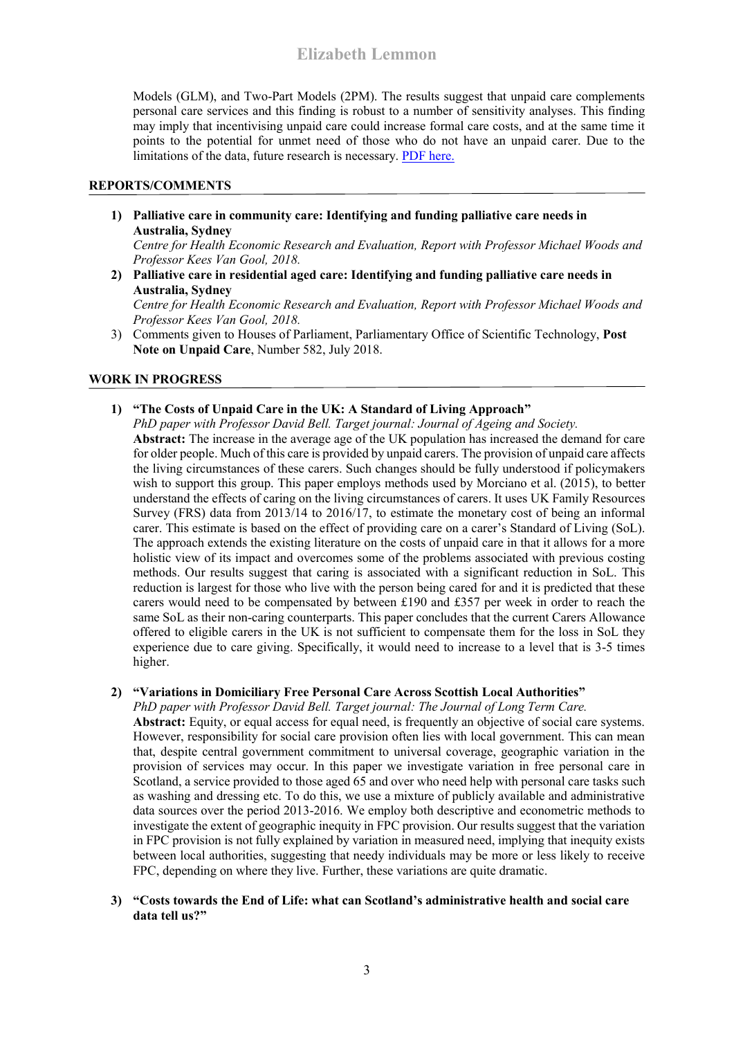Models (GLM), and Two-Part Models (2PM). The results suggest that unpaid care complements personal care services and this finding is robust to a number of sensitivity analyses. This finding may imply that incentivising unpaid care could increase formal care costs, and at the same time it points to the potential for unmet need of those who do not have an unpaid carer. Due to the limitations of the data, future research is necessary. PDF here.

## REPORTS/COMMENTS

1) **Palliative care in community care: Identifying and funding palliative care needs in Australia, Sydney**
   *Centre for Health Economic Research and Evaluation, Report with Professor Michael Woods and Professor Kees Van Gool, 2018.*
2) **Palliative care in residential aged care: Identifying and funding palliative care needs in Australia, Sydney**
   *Centre for Health Economic Research and Evaluation, Report with Professor Michael Woods and Professor Kees Van Gool, 2018.*
3) Comments given to Houses of Parliament, Parliamentary Office of Scientific Technology, **Post Note on Unpaid Care**, Number 582, July 2018.

## WORK IN PROGRESS

1) **"The Costs of Unpaid Care in the UK: A Standard of Living Approach"**
   *PhD paper with Professor David Bell. Target journal: Journal of Ageing and Society.*
   **Abstract:** The increase in the average age of the UK population has increased the demand for care for older people. Much of this care is provided by unpaid carers. The provision of unpaid care affects the living circumstances of these carers. Such changes should be fully understood if policymakers wish to support this group. This paper employs methods used by Morciano et al. (2015), to better understand the effects of caring on the living circumstances of carers. It uses UK Family Resources Survey (FRS) data from 2013/14 to 2016/17, to estimate the monetary cost of being an informal carer. This estimate is based on the effect of providing care on a carer's Standard of Living (SoL). The approach extends the existing literature on the costs of unpaid care in that it allows for a more holistic view of its impact and overcomes some of the problems associated with previous costing methods. Our results suggest that caring is associated with a significant reduction in SoL. This reduction is largest for those who live with the person being cared for and it is predicted that these carers would need to be compensated by between £190 and £357 per week in order to reach the same SoL as their non-caring counterparts. This paper concludes that the current Carers Allowance offered to eligible carers in the UK is not sufficient to compensate them for the loss in SoL they experience due to care giving. Specifically, it would need to increase to a level that is 3-5 times higher.

2) **"Variations in Domiciliary Free Personal Care Across Scottish Local Authorities"**
   *PhD paper with Professor David Bell. Target journal: The Journal of Long Term Care.*
   **Abstract:** Equity, or equal access for equal need, is frequently an objective of social care systems. However, responsibility for social care provision often lies with local government. This can mean that, despite central government commitment to universal coverage, geographic variation in the provision of services may occur. In this paper we investigate variation in free personal care in Scotland, a service provided to those aged 65 and over who need help with personal care tasks such as washing and dressing etc. To do this, we use a mixture of publicly available and administrative data sources over the period 2013-2016. We employ both descriptive and econometric methods to investigate the extent of geographic inequity in FPC provision. Our results suggest that the variation in FPC provision is not fully explained by variation in measured need, implying that inequity exists between local authorities, suggesting that needy individuals may be more or less likely to receive FPC, depending on where they live. Further, these variations are quite dramatic.

3) **"Costs towards the End of Life: what can Scotland's administrative health and social care data tell us?"**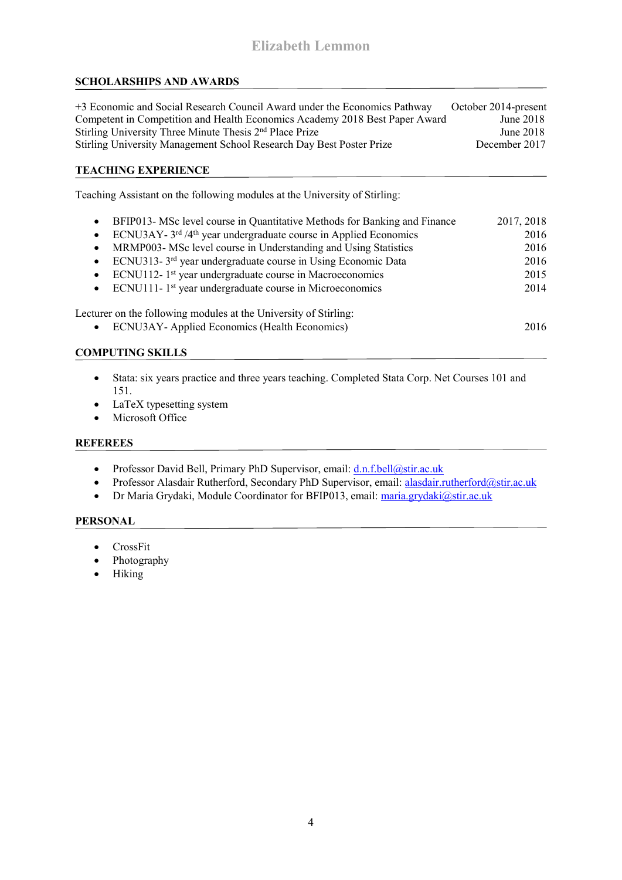## SCHOLARSHIPS AND AWARDS

| | |
|---|---|
| +3 Economic and Social Research Council Award under the Economics Pathway | October 2014-present |
| Competent in Competition and Health Economics Academy 2018 Best Paper Award | June 2018 |
| Stirling University Three Minute Thesis 2nd Place Prize | June 2018 |
| Stirling University Management School Research Day Best Poster Prize | December 2017 |

## TEACHING EXPERIENCE

Teaching Assistant on the following modules at the University of Stirling:

- BFIP013- MSc level course in Quantitative Methods for Banking and Finance — 2017, 2018
- ECNU3AY- 3rd /4th year undergraduate course in Applied Economics — 2016
- MRMP003- MSc level course in Understanding and Using Statistics — 2016
- ECNU313- 3rd year undergraduate course in Using Economic Data — 2016
- ECNU112- 1st year undergraduate course in Macroeconomics — 2015
- ECNU111- 1st year undergraduate course in Microeconomics — 2014

Lecturer on the following modules at the University of Stirling:

- ECNU3AY- Applied Economics (Health Economics) — 2016

## COMPUTING SKILLS

- Stata: six years practice and three years teaching. Completed Stata Corp. Net Courses 101 and 151.
- LaTeX typesetting system
- Microsoft Office

## REFEREES

- Professor David Bell, Primary PhD Supervisor, email: d.n.f.bell@stir.ac.uk
- Professor Alasdair Rutherford, Secondary PhD Supervisor, email: alasdair.rutherford@stir.ac.uk
- Dr Maria Grydaki, Module Coordinator for BFIP013, email: maria.grydaki@stir.ac.uk

## PERSONAL

- CrossFit
- Photography
- Hiking